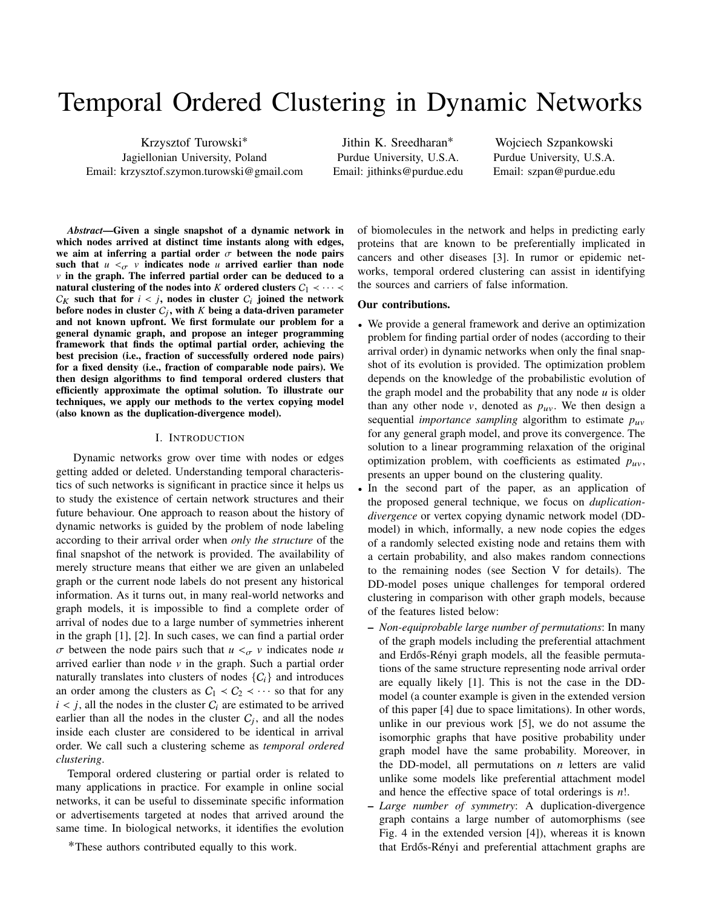# Temporal Ordered Clustering in Dynamic Networks

Krzysztof Turowski*
Jagiellonian University, Poland
Email: krzysztof.szymon.turowski@gmail.com

Jithin K. Sreedharan*
Purdue University, U.S.A.
Email: jithinks@purdue.edu

Wojciech Szpankowski
Purdue University, U.S.A.
Email: szpan@purdue.edu

***Abstract*—Given a single snapshot of a dynamic network in which nodes arrived at distinct time instants along with edges, we aim at inferring a partial order $\sigma$ between the node pairs such that $u <_\sigma v$ indicates node $u$ arrived earlier than node $v$ in the graph. The inferred partial order can be deduced to a natural clustering of the nodes into $K$ ordered clusters $C_1 \prec \cdots \prec C_K$ such that for $i < j$, nodes in cluster $C_i$ joined the network before nodes in cluster $C_j$, with $K$ being a data-driven parameter and not known upfront. We first formulate our problem for a general dynamic graph, and propose an integer programming framework that finds the optimal partial order, achieving the best precision (i.e., fraction of successfully ordered node pairs) for a fixed density (i.e., fraction of comparable node pairs). We then design algorithms to find temporal ordered clusters that efficiently approximate the optimal solution. To illustrate our techniques, we apply our methods to the vertex copying model (also known as the duplication-divergence model).**

## I. Introduction

Dynamic networks grow over time with nodes or edges getting added or deleted. Understanding temporal characteristics of such networks is significant in practice since it helps us to study the existence of certain network structures and their future behaviour. One approach to reason about the history of dynamic networks is guided by the problem of node labeling according to their arrival order when *only the structure* of the final snapshot of the network is provided. The availability of merely structure means that either we are given an unlabeled graph or the current node labels do not present any historical information. As it turns out, in many real-world networks and graph models, it is impossible to find a complete order of arrival of nodes due to a large number of symmetries inherent in the graph [1], [2]. In such cases, we can find a partial order $\sigma$ between the node pairs such that $u <_\sigma v$ indicates node $u$ arrived earlier than node $v$ in the graph. Such a partial order naturally translates into clusters of nodes $\{C_i\}$ and introduces an order among the clusters as $C_1 \prec C_2 \prec \cdots$ so that for any $i < j$, all the nodes in the cluster $C_i$ are estimated to be arrived earlier than all the nodes in the cluster $C_j$, and all the nodes inside each cluster are considered to be identical in arrival order. We call such a clustering scheme as *temporal ordered clustering*.

Temporal ordered clustering or partial order is related to many applications in practice. For example in online social networks, it can be useful to disseminate specific information or advertisements targeted at nodes that arrived around the same time. In biological networks, it identifies the evolution of biomolecules in the network and helps in predicting early proteins that are known to be preferentially implicated in cancers and other diseases [3]. In rumor or epidemic networks, temporal ordered clustering can assist in identifying the sources and carriers of false information.

**Our contributions.**

- We provide a general framework and derive an optimization problem for finding partial order of nodes (according to their arrival order) in dynamic networks when only the final snapshot of its evolution is provided. The optimization problem depends on the knowledge of the probabilistic evolution of the graph model and the probability that any node $u$ is older than any other node $v$, denoted as $p_{uv}$. We then design a sequential *importance sampling* algorithm to estimate $p_{uv}$ for any general graph model, and prove its convergence. The solution to a linear programming relaxation of the original optimization problem, with coefficients as estimated $p_{uv}$, presents an upper bound on the clustering quality.
- In the second part of the paper, as an application of the proposed general technique, we focus on *duplication-divergence* or vertex copying dynamic network model (DD-model) in which, informally, a new node copies the edges of a randomly selected existing node and retains them with a certain probability, and also makes random connections to the remaining nodes (see Section V for details). The DD-model poses unique challenges for temporal ordered clustering in comparison with other graph models, because of the features listed below:
  - *Non-equiprobable large number of permutations*: In many of the graph models including the preferential attachment and Erdős-Rényi graph models, all the feasible permutations of the same structure representing node arrival order are equally likely [1]. This is not the case in the DD-model (a counter example is given in the extended version of this paper [4] due to space limitations). In other words, unlike in our previous work [5], we do not assume the isomorphic graphs that have positive probability under graph model have the same probability. Moreover, in the DD-model, all permutations on $n$ letters are valid unlike some models like preferential attachment model and hence the effective space of total orderings is $n!$.
  - *Large number of symmetry*: A duplication-divergence graph contains a large number of automorphisms (see Fig. 4 in the extended version [4]), whereas it is known that Erdős-Rényi and preferential attachment graphs are

*These authors contributed equally to this work.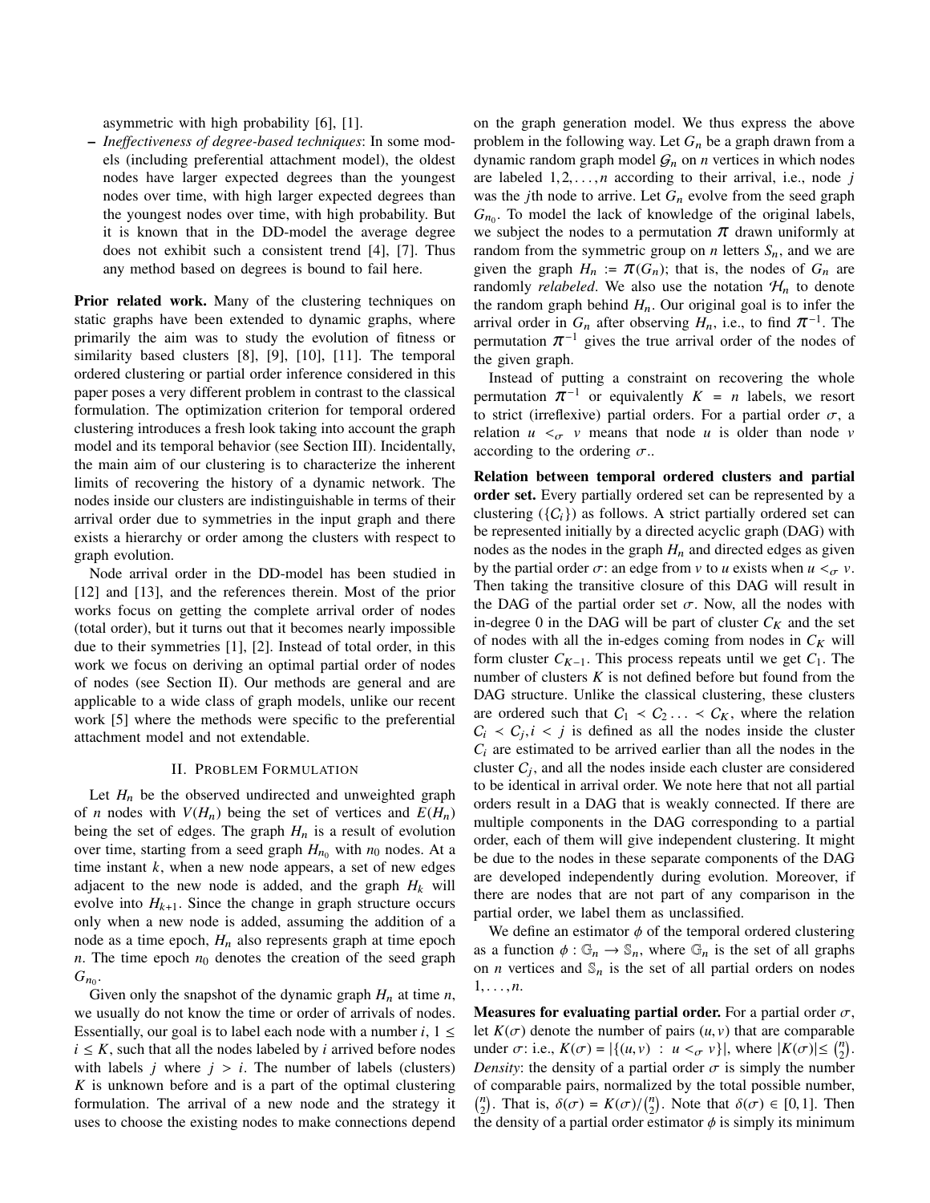asymmetric with high probability [6], [1].

– *Ineffectiveness of degree-based techniques*: In some models (including preferential attachment model), the oldest nodes have larger expected degrees than the youngest nodes over time, with high larger expected degrees than the youngest nodes over time, with high probability. But it is known that in the DD-model the average degree does not exhibit such a consistent trend [4], [7]. Thus any method based on degrees is bound to fail here.

**Prior related work.** Many of the clustering techniques on static graphs have been extended to dynamic graphs, where primarily the aim was to study the evolution of fitness or similarity based clusters [8], [9], [10], [11]. The temporal ordered clustering or partial order inference considered in this paper poses a very different problem in contrast to the classical formulation. The optimization criterion for temporal ordered clustering introduces a fresh look taking into account the graph model and its temporal behavior (see Section III). Incidentally, the main aim of our clustering is to characterize the inherent limits of recovering the history of a dynamic network. The nodes inside our clusters are indistinguishable in terms of their arrival order due to symmetries in the input graph and there exists a hierarchy or order among the clusters with respect to graph evolution.

Node arrival order in the DD-model has been studied in [12] and [13], and the references therein. Most of the prior works focus on getting the complete arrival order of nodes (total order), but it turns out that it becomes nearly impossible due to their symmetries [1], [2]. Instead of total order, in this work we focus on deriving an optimal partial order of nodes of nodes (see Section II). Our methods are general and are applicable to a wide class of graph models, unlike our recent work [5] where the methods were specific to the preferential attachment model and not extendable.

## II. Problem Formulation

Let $H_n$ be the observed undirected and unweighted graph of $n$ nodes with $V(H_n)$ being the set of vertices and $E(H_n)$ being the set of edges. The graph $H_n$ is a result of evolution over time, starting from a seed graph $H_{n_0}$ with $n_0$ nodes. At a time instant $k$, when a new node appears, a set of new edges adjacent to the new node is added, and the graph $H_k$ will evolve into $H_{k+1}$. Since the change in graph structure occurs only when a new node is added, assuming the addition of a node as a time epoch, $H_n$ also represents graph at time epoch $n$. The time epoch $n_0$ denotes the creation of the seed graph $G_{n_0}$.

Given only the snapshot of the dynamic graph $H_n$ at time $n$, we usually do not know the time or order of arrivals of nodes. Essentially, our goal is to label each node with a number $i$, $1 \leq i \leq K$, such that all the nodes labeled by $i$ arrived before nodes with labels $j$ where $j > i$. The number of labels (clusters) $K$ is unknown before and is a part of the optimal clustering formulation. The arrival of a new node and the strategy it uses to choose the existing nodes to make connections depend on the graph generation model. We thus express the above problem in the following way. Let $G_n$ be a graph drawn from a dynamic random graph model $\mathcal{G}_n$ on $n$ vertices in which nodes are labeled $1, 2, \ldots, n$ according to their arrival, i.e., node $j$ was the $j$th node to arrive. Let $G_n$ evolve from the seed graph $G_{n_0}$. To model the lack of knowledge of the original labels, we subject the nodes to a permutation $\pi$ drawn uniformly at random from the symmetric group on $n$ letters $S_n$, and we are given the graph $H_n := \pi(G_n)$; that is, the nodes of $G_n$ are randomly *relabeled*. We also use the notation $\mathcal{H}_n$ to denote the random graph behind $H_n$. Our original goal is to infer the arrival order in $G_n$ after observing $H_n$, i.e., to find $\pi^{-1}$. The permutation $\pi^{-1}$ gives the true arrival order of the nodes of the given graph.

Instead of putting a constraint on recovering the whole permutation $\pi^{-1}$ or equivalently $K = n$ labels, we resort to strict (irreflexive) partial orders. For a partial order $\sigma$, a relation $u <_\sigma v$ means that node $u$ is older than node $v$ according to the ordering $\sigma$..

**Relation between temporal ordered clusters and partial order set.** Every partially ordered set can be represented by a clustering ($\{C_i\}$) as follows. A strict partially ordered set can be represented initially by a directed acyclic graph (DAG) with nodes as the nodes in the graph $H_n$ and directed edges as given by the partial order $\sigma$: an edge from $v$ to $u$ exists when $u <_\sigma v$. Then taking the transitive closure of this DAG will result in the DAG of the partial order set $\sigma$. Now, all the nodes with in-degree 0 in the DAG will be part of cluster $C_K$ and the set of nodes with all the in-edges coming from nodes in $C_K$ will form cluster $C_{K-1}$. This process repeats until we get $C_1$. The number of clusters $K$ is not defined before but found from the DAG structure. Unlike the classical clustering, these clusters are ordered such that $C_1 \prec C_2 \ldots \prec C_K$, where the relation $C_i \prec C_j, i < j$ is defined as all the nodes inside the cluster $C_i$ are estimated to be arrived earlier than all the nodes in the cluster $C_j$, and all the nodes inside each cluster are considered to be identical in arrival order. We note here that not all partial orders result in a DAG that is weakly connected. If there are multiple components in the DAG corresponding to a partial order, each of them will give independent clustering. It might be due to the nodes in these separate components of the DAG are developed independently during evolution. Moreover, if there are nodes that are not part of any comparison in the partial order, we label them as unclassified.

We define an estimator $\phi$ of the temporal ordered clustering as a function $\phi : \mathbb{G}_n \to \mathbb{S}_n$, where $\mathbb{G}_n$ is the set of all graphs on $n$ vertices and $\mathbb{S}_n$ is the set of all partial orders on nodes $1, \ldots, n$.

**Measures for evaluating partial order.** For a partial order $\sigma$, let $K(\sigma)$ denote the number of pairs $(u, v)$ that are comparable under $\sigma$: i.e., $K(\sigma) = |\{(u, v) \;:\; u <_\sigma v\}|$, where $|K(\sigma)| \leq \binom{n}{2}$. *Density*: the density of a partial order $\sigma$ is simply the number of comparable pairs, normalized by the total possible number, $\binom{n}{2}$. That is, $\delta(\sigma) = K(\sigma)/\binom{n}{2}$. Note that $\delta(\sigma) \in [0, 1]$. Then the density of a partial order estimator $\phi$ is simply its minimum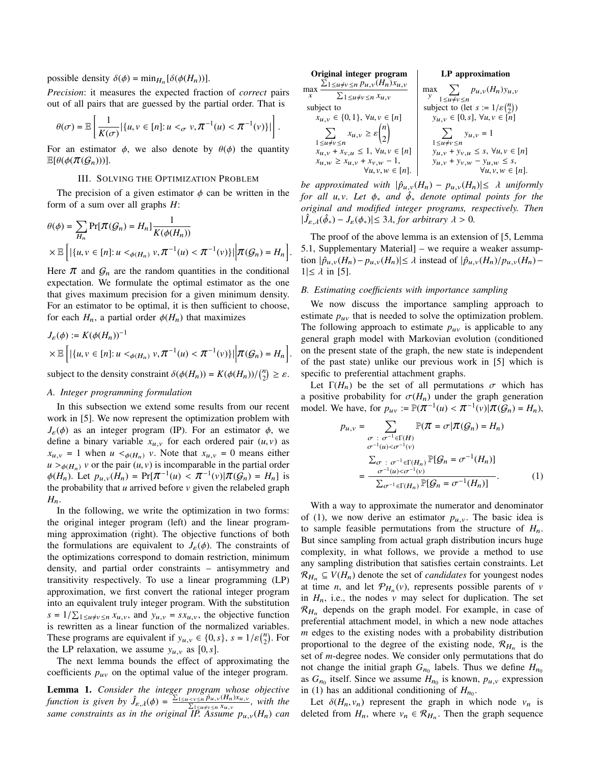possible density $\delta(\phi) = \min_{H_n}[\delta(\phi(H_n))]$.

*Precision*: it measures the expected fraction of *correct* pairs out of all pairs that are guessed by the partial order. That is

$$\theta(\sigma) = \mathbb{E}\left[\frac{1}{K(\sigma)}|\{u,v \in [n]\colon u <_\sigma v, \pi^{-1}(u) < \pi^{-1}(v)\}|\right].$$

For an estimator $\phi$, we also denote by $\theta(\phi)$ the quantity $\mathbb{E}[\theta(\phi(\pi(\mathcal{G}_n)))]$.

## III. Solving the Optimization Problem

The precision of a given estimator $\phi$ can be written in the form of a sum over all graphs $H$:

$$\theta(\phi) = \sum_{H_n} \Pr[\pi(\mathcal{G}_n) = H_n] \frac{1}{K(\phi(H_n))}$$
$$\times \mathbb{E}\left[|\{u,v \in [n]\colon u <_{\phi(H_n)} v, \pi^{-1}(u) < \pi^{-1}(v)\}| \Big| \pi(\mathcal{G}_n) = H_n\right].$$

Here $\pi$ and $\mathcal{G}_n$ are the random quantities in the conditional expectation. We formulate the optimal estimator as the one that gives maximum precision for a given minimum density. For an estimator to be optimal, it is then sufficient to choose, for each $H_n$, a partial order $\phi(H_n)$ that maximizes

$$J_\varepsilon(\phi) := K(\phi(H_n))^{-1}$$
$$\times \mathbb{E}\left[|\{u,v \in [n]\colon u <_{\phi(H_n)} v, \pi^{-1}(u) < \pi^{-1}(v)\}| \Big| \pi(\mathcal{G}_n) = H_n\right].$$

subject to the density constraint $\delta(\phi(H_n)) = K(\phi(H_n))/\binom{n}{2} \geq \varepsilon$.

### A. Integer programming formulation

In this subsection we extend some results from our recent work in [5]. We now represent the optimization problem with $J_\varepsilon(\phi)$ as an integer program (IP). For an estimator $\phi$, we define a binary variable $x_{u,v}$ for each ordered pair $(u,v)$ as $x_{u,v} = 1$ when $u <_{\phi(H_n)} v$. Note that $x_{u,v} = 0$ means either $u >_{\phi(H_n)} v$ or the pair $(u,v)$ is incomparable in the partial order $\phi(H_n)$. Let $p_{u,v}(H_n) = \Pr[\pi^{-1}(u) < \pi^{-1}(v)|\pi(\mathcal{G}_n) = H_n]$ is the probability that $u$ arrived before $v$ given the relabeled graph $H_n$.

In the following, we write the optimization in two forms: the original integer program (left) and the linear programming approximation (right). The objective functions of both the formulations are equivalent to $J_\varepsilon(\phi)$. The constraints of the optimizations correspond to domain restriction, minimum density, and partial order constraints – antisymmetry and transitivity respectively. To use a linear programming (LP) approximation, we first convert the rational integer program into an equivalent truly integer program. With the substitution $s = 1/\sum_{1\leq u\neq v\leq n} x_{u,v}$, and $y_{u,v} = s x_{u,v}$, the objective function is rewritten as a linear function of the normalized variables. These programs are equivalent if $y_{u,v} \in \{0, s\}$, $s = 1/\varepsilon\binom{n}{2}$. For the LP relaxation, we assume $y_{u,v}$ as $[0,s]$.

The next lemma bounds the effect of approximating the coefficients $p_{uv}$ on the optimal value of the integer program.

**Lemma 1.** *Consider the integer program whose objective function is given by $\hat{J}_{\varepsilon,\lambda}(\phi) = \frac{\sum_{1\leq u<v\leq n} \hat{p}_{u,v}(H_n)x_{u,v}}{\sum_{1\leq u\neq v\leq n} x_{u,v}}$, with the same constraints as in the original IP. Assume $p_{u,v}(H_n)$ can be approximated with $|\hat{p}_{u,v}(H_n) - p_{u,v}(H_n)| \leq \lambda$ uniformly for all $u, v$. Let $\phi_*$ and $\hat{\phi}_*$ denote optimal points for the original and modified integer programs, respectively. Then $|\hat{J}_{\varepsilon,\lambda}(\hat{\phi}_*) - J_\varepsilon(\phi_*)| \leq 3\lambda$, for arbitrary $\lambda > 0$.*

| **Original integer program** | **LP approximation** |
|---|---|
| $\max_x \frac{\sum_{1\leq u\neq v\leq n} p_{u,v}(H_n)x_{u,v}}{\sum_{1\leq u\neq v\leq n} x_{u,v}}$ | $\max_y \sum_{1\leq u\neq v\leq n} p_{u,v}(H_n) y_{u,v}$ |
| subject to | subject to (let $s := 1/\varepsilon\binom{n}{2}$) |
| $x_{u,v} \in \{0,1\}$, $\forall u,v \in [n]$ | $y_{u,v} \in [0,s]$, $\forall u,v \in [n]$ |
| $\sum_{1\leq u\neq v\leq n} x_{u,v} \geq \varepsilon\binom{n}{2}$ | $\sum_{1\leq u\neq v\leq n} y_{u,v} = 1$ |
| $x_{u,v} + x_{v,u} \leq 1$, $\forall u,v \in [n]$ | $y_{u,v} + y_{v,u} \leq s$, $\forall u,v \in [n]$ |
| $x_{u,w} \geq x_{u,v} + x_{v,w} - 1$, $\forall u,v,w \in [n]$. | $y_{u,v} + y_{v,w} - y_{u,w} \leq s$, $\forall u,v,w \in [n]$. |

The proof of the above lemma is an extension of [5, Lemma 5.1, Supplementary Material] – we require a weaker assumption $|\hat{p}_{u,v}(H_n) - p_{u,v}(H_n)| \leq \lambda$ instead of $|\hat{p}_{u,v}(H_n)/p_{u,v}(H_n) - 1| \leq \lambda$ in [5].

### B. Estimating coefficients with importance sampling

We now discuss the importance sampling approach to estimate $p_{uv}$ that is needed to solve the optimization problem. The following approach to estimate $p_{uv}$ is applicable to any general graph model with Markovian evolution (conditioned on the present state of the graph, the new state is independent of the past state) unlike our previous work in [5] which is specific to preferential attachment graphs.

Let $\Gamma(H_n)$ be the set of all permutations $\sigma$ which has a positive probability for $\sigma(H_n)$ under the graph generation model. We have, for $p_{uv} := \mathbb{P}(\pi^{-1}(u) < \pi^{-1}(v)|\pi(\mathcal{G}_n) = H_n)$,

$$p_{u,v} = \sum_{\substack{\sigma\,:\,\sigma^{-1}\in\Gamma(H)\\ \sigma^{-1}(u)<\sigma^{-1}(v)}} \mathbb{P}(\pi = \sigma|\pi(\mathcal{G}_n) = H_n)$$
$$= \frac{\sum_{\substack{\sigma\,:\,\sigma^{-1}\in\Gamma(H_n)\\ \sigma^{-1}(u)<\sigma^{-1}(v)}} \mathbb{P}[\mathcal{G}_n = \sigma^{-1}(H_n)]}{\sum_{\sigma^{-1}\in\Gamma(H_n)} \mathbb{P}[\mathcal{G}_n = \sigma^{-1}(H_n)]}. \tag{1}$$

With a way to approximate the numerator and denominator of (1), we now derive an estimator $p_{u,v}$. The basic idea is to sample feasible permutations from the structure of $H_n$. But since sampling from actual graph distribution incurs huge complexity, in what follows, we provide a method to use any sampling distribution that satisfies certain constraints. Let $\mathcal{R}_{H_n} \subseteq V(H_n)$ denote the set of *candidates* for youngest nodes at time $n$, and let $\mathcal{P}_{H_n}(v)$, represents possible parents of $v$ in $H_n$, i.e., the nodes $v$ may select for duplication. The set $\mathcal{R}_{H_n}$ depends on the graph model. For example, in case of preferential attachment model, in which a new node attaches $m$ edges to the existing nodes with a probability distribution proportional to the degree of the existing node, $\mathcal{R}_{H_n}$ is the set of $m$-degree nodes. We consider only permutations that do not change the initial graph $G_{n_0}$ labels. Thus we define $H_{n_0}$ as $G_{n_0}$ itself. Since we assume $H_{n_0}$ is known, $p_{u,v}$ expression in (1) has an additional conditioning of $H_{n_0}$.

Let $\delta(H_n, v_n)$ represent the graph in which node $v_n$ is deleted from $H_n$, where $v_n \in \mathcal{R}_{H_n}$. Then the graph sequence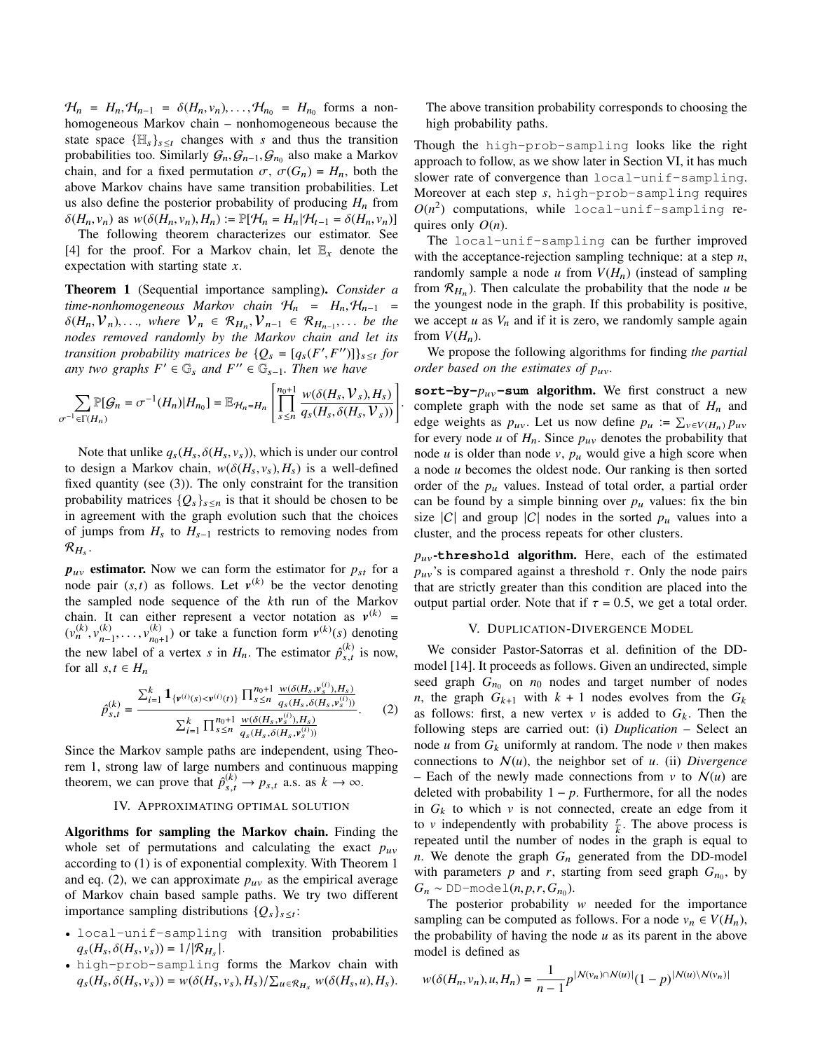$\mathcal{H}_n = H_n, \mathcal{H}_{n-1} = \delta(H_n, v_n), \ldots, \mathcal{H}_{n_0} = H_{n_0}$ forms a non-homogeneous Markov chain – nonhomogeneous because the state space $\{\mathbb{H}_s\}_{s \le t}$ changes with $s$ and thus the transition probabilities too. Similarly $\mathcal{G}_n, \mathcal{G}_{n-1}, \mathcal{G}_{n_0}$ also make a Markov chain, and for a fixed permutation $\sigma$, $\sigma(G_n) = H_n$, both the above Markov chains have same transition probabilities. Let us also define the posterior probability of producing $H_n$ from $\delta(H_n, v_n)$ as $w(\delta(H_n, v_n), H_n) := \mathbb{P}[\mathcal{H}_n = H_n | \mathcal{H}_{t-1} = \delta(H_n, v_n)]$

The following theorem characterizes our estimator. See [4] for the proof. For a Markov chain, let $\mathbb{E}_x$ denote the expectation with starting state $x$.

**Theorem 1** (Sequential importance sampling). *Consider a time-nonhomogeneous Markov chain $\mathcal{H}_n = H_n, \mathcal{H}_{n-1} = \delta(H_n, \mathcal{V}_n), \ldots$, where $\mathcal{V}_n \in \mathcal{R}_{H_n}, \mathcal{V}_{n-1} \in \mathcal{R}_{H_{n-1}}, \ldots$ be the nodes removed randomly by the Markov chain and let its transition probability matrices be $\{Q_s = [q_s(F', F'')]\}_{s \le t}$ for any two graphs $F' \in \mathbb{G}_s$ and $F'' \in \mathbb{G}_{s-1}$. Then we have*

$$\sum_{\sigma^{-1} \in \Gamma(H_n)} \mathbb{P}[\mathcal{G}_n = \sigma^{-1}(H_n) | H_{n_0}] = \mathbb{E}_{\mathcal{H}_n = H_n} \left[ \prod_{s \le n}^{n_0+1} \frac{w(\delta(H_s, \mathcal{V}_s), H_s)}{q_s(H_s, \delta(H_s, \mathcal{V}_s))} \right].$$

Note that unlike $q_s(H_s, \delta(H_s, v_s))$, which is under our control to design a Markov chain, $w(\delta(H_s, v_s), H_s)$ is a well-defined fixed quantity (see (3)). The only constraint for the transition probability matrices $\{Q_s\}_{s \le n}$ is that it should be chosen to be in agreement with the graph evolution such that the choices of jumps from $H_s$ to $H_{s-1}$ restricts to removing nodes from $\mathcal{R}_{H_s}$.

**$p_{uv}$ estimator.** Now we can form the estimator for $p_{st}$ for a node pair $(s, t)$ as follows. Let $\mathbf{v}^{(k)}$ be the vector denoting the sampled node sequence of the $k$th run of the Markov chain. It can either represent a vector notation as $\mathbf{v}^{(k)} = (v_n^{(k)}, v_{n-1}^{(k)}, \ldots, v_{n_0+1}^{(k)})$ or take a function form $\mathbf{v}^{(k)}(s)$ denoting the new label of a vertex $s$ in $H_n$. The estimator $\hat{p}_{s,t}^{(k)}$ is now, for all $s, t \in H_n$

$$\hat{p}_{s,t}^{(k)} = \frac{\sum_{i=1}^{k} \mathbf{1}_{\{\mathbf{v}^{(i)}(s) < \mathbf{v}^{(i)}(t)\}} \prod_{s \le n}^{n_0+1} \frac{w(\delta(H_s, \mathbf{v}_s^{(i)}), H_s)}{q_s(H_s, \delta(H_s, \mathbf{v}_s^{(i)}))}}{\sum_{i=1}^{k} \prod_{s \le n}^{n_0+1} \frac{w(\delta(H_s, \mathbf{v}_s^{(i)}), H_s)}{q_s(H_s, \delta(H_s, \mathbf{v}_s^{(i)}))}}. \quad (2)$$

Since the Markov sample paths are independent, using Theorem 1, strong law of large numbers and continuous mapping theorem, we can prove that $\hat{p}_{s,t}^{(k)} \to p_{s,t}$ a.s. as $k \to \infty$.

## IV. Approximating optimal solution

**Algorithms for sampling the Markov chain.** Finding the whole set of permutations and calculating the exact $p_{uv}$ according to (1) is of exponential complexity. With Theorem 1 and eq. (2), we can approximate $p_{uv}$ as the empirical average of Markov chain based sample paths. We try two different importance sampling distributions $\{Q_s\}_{s \le t}$:

- `local-unif-sampling` with transition probabilities $q_s(H_s, \delta(H_s, v_s)) = 1/|\mathcal{R}_{H_s}|$.
- `high-prob-sampling` forms the Markov chain with $q_s(H_s, \delta(H_s, v_s)) = w(\delta(H_s, v_s), H_s) / \sum_{u \in \mathcal{R}_{H_s}} w(\delta(H_s, u), H_s)$. The above transition probability corresponds to choosing the high probability paths.

Though the `high-prob-sampling` looks like the right approach to follow, as we show later in Section VI, it has much slower rate of convergence than `local-unif-sampling`. Moreover at each step $s$, `high-prob-sampling` requires $O(n^2)$ computations, while `local-unif-sampling` requires only $O(n)$.

The `local-unif-sampling` can be further improved with the acceptance-rejection sampling technique: at a step $n$, randomly sample a node $u$ from $V(H_n)$ (instead of sampling from $\mathcal{R}_{H_n}$). Then calculate the probability that the node $u$ be the youngest node in the graph. If this probability is positive, we accept $u$ as $V_n$ and if it is zero, we randomly sample again from $V(H_n)$.

We propose the following algorithms for finding *the partial order based on the estimates of $p_{uv}$*.

**`sort-by-`$p_{uv}$`-sum` algorithm.** We first construct a new complete graph with the node set same as that of $H_n$ and edge weights as $p_{uv}$. Let us now define $p_u := \sum_{v \in V(H_n)} p_{uv}$ for every node $u$ of $H_n$. Since $p_{uv}$ denotes the probability that node $u$ is older than node $v$, $p_u$ would give a high score when a node $u$ becomes the oldest node. Our ranking is then sorted order of the $p_u$ values. Instead of total order, a partial order can be found by a simple binning over $p_u$ values: fix the bin size $|C|$ and group $|C|$ nodes in the sorted $p_u$ values into a cluster, and the process repeats for other clusters.

**$p_{uv}$`-threshold` algorithm.** Here, each of the estimated $p_{uv}$'s is compared against a threshold $\tau$. Only the node pairs that are strictly greater than this condition are placed into the output partial order. Note that if $\tau = 0.5$, we get a total order.

## V. Duplication-Divergence Model

We consider Pastor-Satorras et al. definition of the DD-model [14]. It proceeds as follows. Given an undirected, simple seed graph $G_{n_0}$ on $n_0$ nodes and target number of nodes $n$, the graph $G_{k+1}$ with $k+1$ nodes evolves from the $G_k$ as follows: first, a new vertex $v$ is added to $G_k$. Then the following steps are carried out: (i) *Duplication* – Select an node $u$ from $G_k$ uniformly at random. The node $v$ then makes connections to $\mathcal{N}(u)$, the neighbor set of $u$. (ii) *Divergence* – Each of the newly made connections from $v$ to $\mathcal{N}(u)$ are deleted with probability $1-p$. Furthermore, for all the nodes in $G_k$ to which $v$ is not connected, create an edge from it to $v$ independently with probability $\frac{r}{k}$. The above process is repeated until the number of nodes in the graph is equal to $n$. We denote the graph $G_n$ generated from the DD-model with parameters $p$ and $r$, starting from seed graph $G_{n_0}$, by $G_n \sim \texttt{DD-model}(n, p, r, G_{n_0})$.

The posterior probability $w$ needed for the importance sampling can be computed as follows. For a node $v_n \in V(H_n)$, the probability of having the node $u$ as its parent in the above model is defined as

$$w(\delta(H_n, v_n), u, H_n) = \frac{1}{n-1} p^{|\mathcal{N}(v_n) \cap \mathcal{N}(u)|} (1-p)^{|\mathcal{N}(u) \setminus \mathcal{N}(v_n)|}$$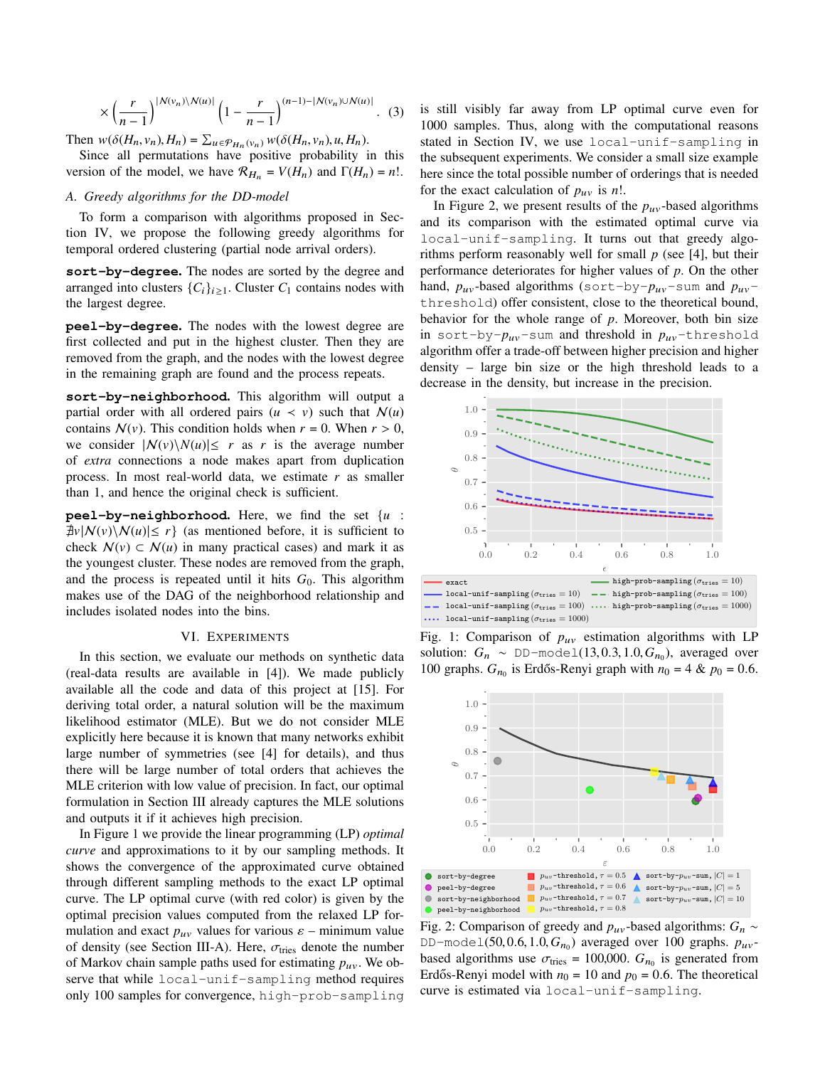$$\times \left(\frac{r}{n-1}\right)^{|\mathcal{N}(v_n)\setminus\mathcal{N}(u)|}\left(1-\frac{r}{n-1}\right)^{(n-1)-|\mathcal{N}(v_n)\cup\mathcal{N}(u)|}. \quad (3)$$

Then $w(\delta(H_n, v_n), H_n) = \sum_{u\in\mathcal{P}_{H_n}(v_n)} w(\delta(H_n, v_n), u, H_n)$.

Since all permutations have positive probability in this version of the model, we have $\mathcal{R}_{H_n} = V(H_n)$ and $\Gamma(H_n) = n!$.

### A. Greedy algorithms for the DD-model

To form a comparison with algorithms proposed in Section IV, we propose the following greedy algorithms for temporal ordered clustering (partial node arrival orders).

**sort-by-degree.** The nodes are sorted by the degree and arranged into clusters $\{C_i\}_{i\geq 1}$. Cluster $C_1$ contains nodes with the largest degree.

**peel-by-degree.** The nodes with the lowest degree are first collected and put in the highest cluster. Then they are removed from the graph, and the nodes with the lowest degree in the remaining graph are found and the process repeats.

**sort-by-neighborhood.** This algorithm will output a partial order with all ordered pairs $(u \prec v)$ such that $\mathcal{N}(u)$ contains $\mathcal{N}(v)$. This condition holds when $r = 0$. When $r > 0$, we consider $|\mathcal{N}(v)\setminus\mathcal{N}(u)| \leq r$ as $r$ is the average number of *extra* connections a node makes apart from duplication process. In most real-world data, we estimate $r$ as smaller than 1, and hence the original check is sufficient.

**peel-by-neighborhood.** Here, we find the set $\{u : \nexists v |\mathcal{N}(v)\setminus\mathcal{N}(u)| \leq r\}$ (as mentioned before, it is sufficient to check $\mathcal{N}(v) \subset \mathcal{N}(u)$ in many practical cases) and mark it as the youngest cluster. These nodes are removed from the graph, and the process is repeated until it hits $G_0$. This algorithm makes use of the DAG of the neighborhood relationship and includes isolated nodes into the bins.

## VI. Experiments

In this section, we evaluate our methods on synthetic data (real-data results are available in [4]). We made publicly available all the code and data of this project at [15]. For deriving total order, a natural solution will be the maximum likelihood estimator (MLE). But we do not consider MLE explicitly here because it is known that many networks exhibit large number of symmetries (see [4] for details), and thus there will be large number of total orders that achieves the MLE criterion with low value of precision. In fact, our optimal formulation in Section III already captures the MLE solutions and outputs it if it achieves high precision.

In Figure 1 we provide the linear programming (LP) *optimal curve* and approximations to it by our sampling methods. It shows the convergence of the approximated curve obtained through different sampling methods to the exact LP optimal curve. The LP optimal curve (with red color) is given by the optimal precision values computed from the relaxed LP formulation and exact $p_{uv}$ values for various $\varepsilon$ – minimum value of density (see Section III-A). Here, $\sigma_{\text{tries}}$ denote the number of Markov chain sample paths used for estimating $p_{uv}$. We observe that while `local-unif-sampling` method requires only 100 samples for convergence, `high-prob-sampling` is still visibly far away from LP optimal curve even for 1000 samples. Thus, along with the computational reasons stated in Section IV, we use `local-unif-sampling` in the subsequent experiments. We consider a small size example here since the total possible number of orderings that is needed for the exact calculation of $p_{uv}$ is $n!$.

In Figure 2, we present results of the $p_{uv}$-based algorithms and its comparison with the estimated optimal curve via `local-unif-sampling`. It turns out that greedy algorithms perform reasonably well for small $p$ (see [4], but their performance deteriorates for higher values of $p$. On the other hand, $p_{uv}$-based algorithms (`sort-by-`$p_{uv}$`-sum` and $p_{uv}$`-threshold`) offer consistent, close to the theoretical bound, behavior for the whole range of $p$. Moreover, both bin size in `sort-by-`$p_{uv}$`-sum` and threshold in $p_{uv}$`-threshold` algorithm offer a trade-off between higher precision and higher density – large bin size or the high threshold leads to a decrease in the density, but increase in the precision.

Fig. 1: Comparison of $p_{uv}$ estimation algorithms with LP solution: $G_n \sim$ `DD-model`$(13, 0.3, 1.0, G_{n_0})$, averaged over 100 graphs. $G_{n_0}$ is Erdős-Renyi graph with $n_0 = 4$ & $p_0 = 0.6$.

Fig. 2: Comparison of greedy and $p_{uv}$-based algorithms: $G_n \sim$ `DD-model`$(50, 0.6, 1.0, G_{n_0})$ averaged over 100 graphs. $p_{uv}$-based algorithms use $\sigma_{\text{tries}} = 100{,}000$. $G_{n_0}$ is generated from Erdős-Renyi model with $n_0 = 10$ and $p_0 = 0.6$. The theoretical curve is estimated via `local-unif-sampling`.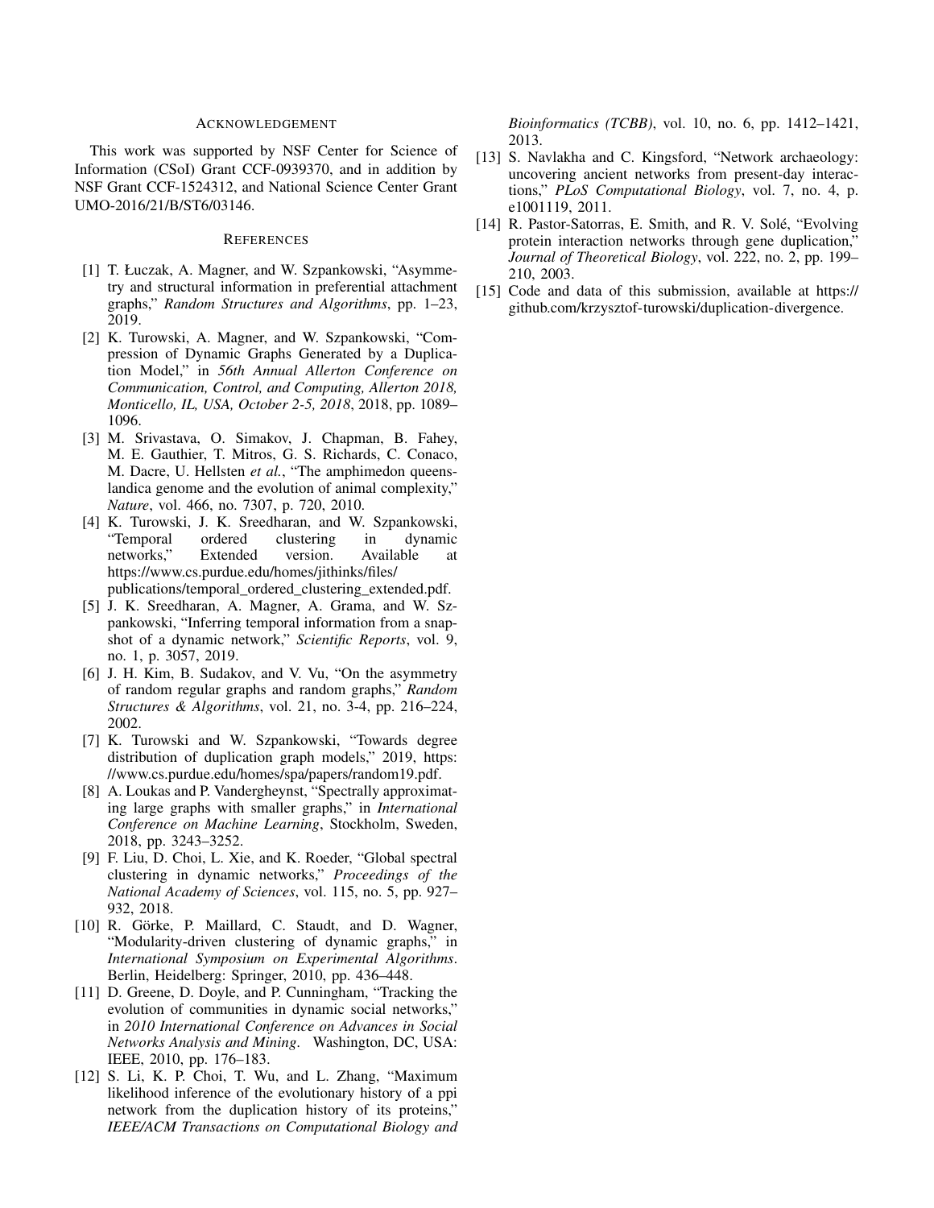## Acknowledgement

This work was supported by NSF Center for Science of Information (CSoI) Grant CCF-0939370, and in addition by NSF Grant CCF-1524312, and National Science Center Grant UMO-2016/21/B/ST6/03146.

## References

[1] T. Łuczak, A. Magner, and W. Szpankowski, "Asymmetry and structural information in preferential attachment graphs," *Random Structures and Algorithms*, pp. 1–23, 2019.

[2] K. Turowski, A. Magner, and W. Szpankowski, "Compression of Dynamic Graphs Generated by a Duplication Model," in *56th Annual Allerton Conference on Communication, Control, and Computing, Allerton 2018, Monticello, IL, USA, October 2-5, 2018*, 2018, pp. 1089–1096.

[3] M. Srivastava, O. Simakov, J. Chapman, B. Fahey, M. E. Gauthier, T. Mitros, G. S. Richards, C. Conaco, M. Dacre, U. Hellsten *et al.*, "The amphimedon queenslandica genome and the evolution of animal complexity," *Nature*, vol. 466, no. 7307, p. 720, 2010.

[4] K. Turowski, J. K. Sreedharan, and W. Szpankowski, "Temporal ordered clustering in dynamic networks," Extended version. Available at https://www.cs.purdue.edu/homes/jithinks/files/publications/temporal_ordered_clustering_extended.pdf.

[5] J. K. Sreedharan, A. Magner, A. Grama, and W. Szpankowski, "Inferring temporal information from a snapshot of a dynamic network," *Scientific Reports*, vol. 9, no. 1, p. 3057, 2019.

[6] J. H. Kim, B. Sudakov, and V. Vu, "On the asymmetry of random regular graphs and random graphs," *Random Structures & Algorithms*, vol. 21, no. 3-4, pp. 216–224, 2002.

[7] K. Turowski and W. Szpankowski, "Towards degree distribution of duplication graph models," 2019, https://www.cs.purdue.edu/homes/spa/papers/random19.pdf.

[8] A. Loukas and P. Vandergheynst, "Spectrally approximating large graphs with smaller graphs," in *International Conference on Machine Learning*, Stockholm, Sweden, 2018, pp. 3243–3252.

[9] F. Liu, D. Choi, L. Xie, and K. Roeder, "Global spectral clustering in dynamic networks," *Proceedings of the National Academy of Sciences*, vol. 115, no. 5, pp. 927–932, 2018.

[10] R. Görke, P. Maillard, C. Staudt, and D. Wagner, "Modularity-driven clustering of dynamic graphs," in *International Symposium on Experimental Algorithms*. Berlin, Heidelberg: Springer, 2010, pp. 436–448.

[11] D. Greene, D. Doyle, and P. Cunningham, "Tracking the evolution of communities in dynamic social networks," in *2010 International Conference on Advances in Social Networks Analysis and Mining*. Washington, DC, USA: IEEE, 2010, pp. 176–183.

[12] S. Li, K. P. Choi, T. Wu, and L. Zhang, "Maximum likelihood inference of the evolutionary history of a ppi network from the duplication history of its proteins," *IEEE/ACM Transactions on Computational Biology and Bioinformatics (TCBB)*, vol. 10, no. 6, pp. 1412–1421, 2013.

[13] S. Navlakha and C. Kingsford, "Network archaeology: uncovering ancient networks from present-day interactions," *PLoS Computational Biology*, vol. 7, no. 4, p. e1001119, 2011.

[14] R. Pastor-Satorras, E. Smith, and R. V. Solé, "Evolving protein interaction networks through gene duplication," *Journal of Theoretical Biology*, vol. 222, no. 2, pp. 199–210, 2003.

[15] Code and data of this submission, available at https://github.com/krzysztof-turowski/duplication-divergence.